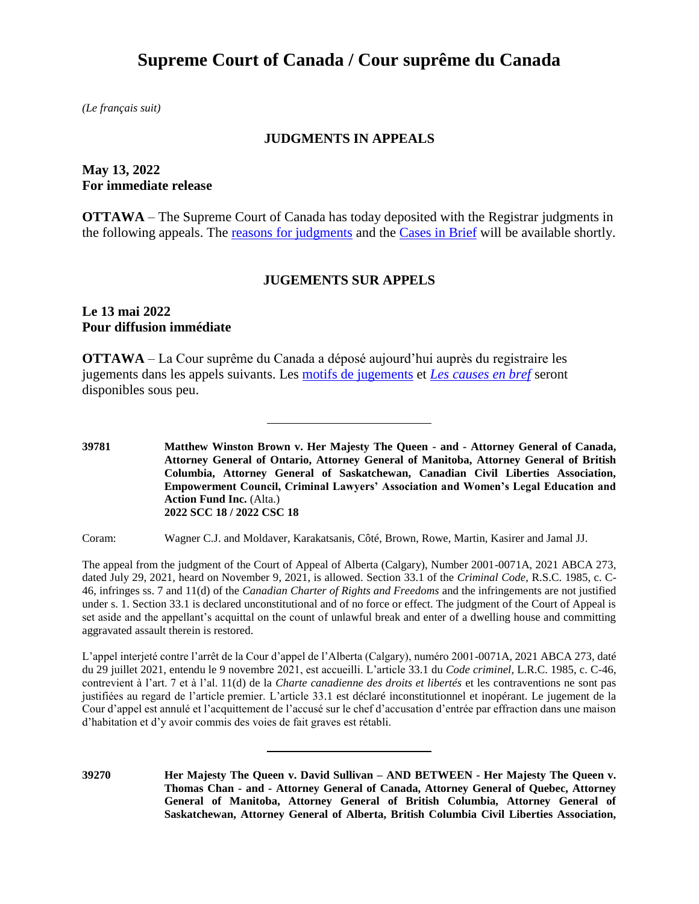# Supreme Court of Canada / Cour suprême du Canada

*(Le français suit)*

## JUDGMENTS IN APPEALS

**May 13, 2022**
**For immediate release**

**OTTAWA** – The Supreme Court of Canada has today deposited with the Registrar judgments in the following appeals. The reasons for judgments and the Cases in Brief will be available shortly.

## JUGEMENTS SUR APPELS

**Le 13 mai 2022**
**Pour diffusion immédiate**

**OTTAWA** – La Cour suprême du Canada a déposé aujourd'hui auprès du registraire les jugements dans les appels suivants. Les motifs de jugements et *Les causes en bref* seront disponibles sous peu.

---

**39781** **Matthew Winston Brown v. Her Majesty The Queen - and - Attorney General of Canada, Attorney General of Ontario, Attorney General of Manitoba, Attorney General of British Columbia, Attorney General of Saskatchewan, Canadian Civil Liberties Association, Empowerment Council, Criminal Lawyers' Association and Women's Legal Education and Action Fund Inc.** (Alta.)
**2022 SCC 18 / 2022 CSC 18**

Coram: Wagner C.J. and Moldaver, Karakatsanis, Côté, Brown, Rowe, Martin, Kasirer and Jamal JJ.

The appeal from the judgment of the Court of Appeal of Alberta (Calgary), Number 2001-0071A, 2021 ABCA 273, dated July 29, 2021, heard on November 9, 2021, is allowed. Section 33.1 of the *Criminal Code*, R.S.C. 1985, c. C-46, infringes ss. 7 and 11(d) of the *Canadian Charter of Rights and Freedoms* and the infringements are not justified under s. 1. Section 33.1 is declared unconstitutional and of no force or effect. The judgment of the Court of Appeal is set aside and the appellant's acquittal on the count of unlawful break and enter of a dwelling house and committing aggravated assault therein is restored.

L'appel interjeté contre l'arrêt de la Cour d'appel de l'Alberta (Calgary), numéro 2001-0071A, 2021 ABCA 273, daté du 29 juillet 2021, entendu le 9 novembre 2021, est accueilli. L'article 33.1 du *Code criminel*, L.R.C. 1985, c. C-46, contrevient à l'art. 7 et à l'al. 11(d) de la *Charte canadienne des droits et libertés* et les contraventions ne sont pas justifiées au regard de l'article premier. L'article 33.1 est déclaré inconstitutionnel et inopérant. Le jugement de la Cour d'appel est annulé et l'acquittement de l'accusé sur le chef d'accusation d'entrée par effraction dans une maison d'habitation et d'y avoir commis des voies de fait graves est rétabli.

---

**39270** **Her Majesty The Queen v. David Sullivan – AND BETWEEN - Her Majesty The Queen v. Thomas Chan - and - Attorney General of Canada, Attorney General of Quebec, Attorney General of Manitoba, Attorney General of British Columbia, Attorney General of Saskatchewan, Attorney General of Alberta, British Columbia Civil Liberties Association,**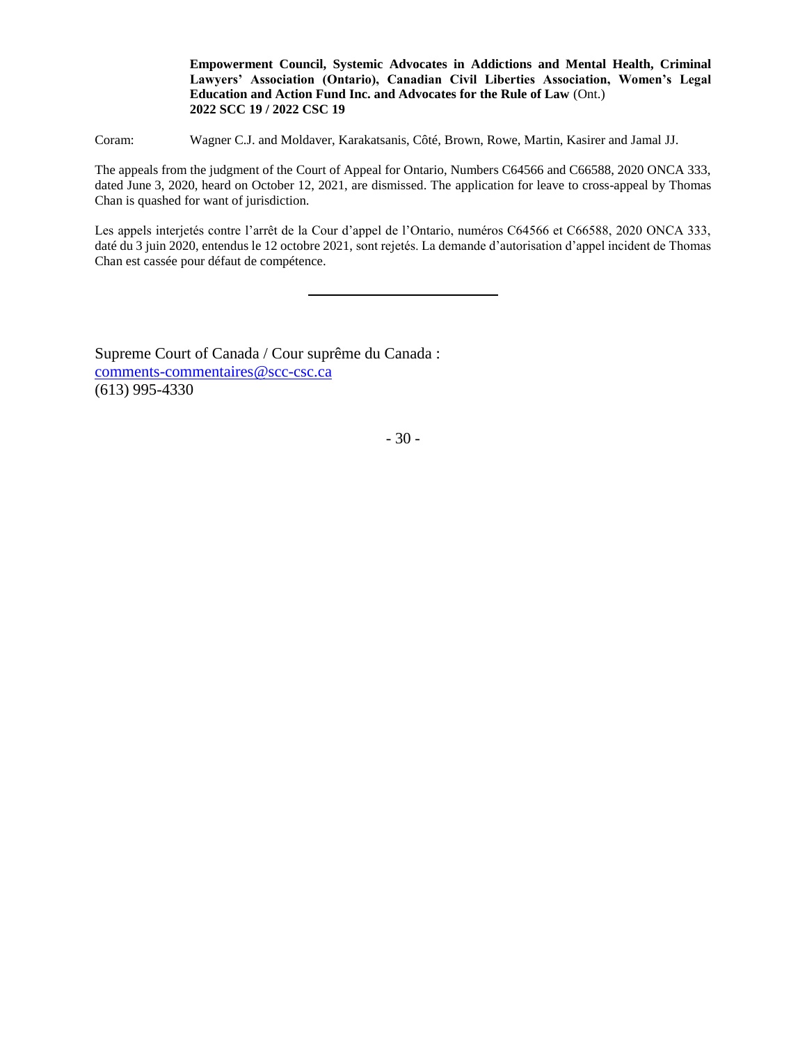**Empowerment Council, Systemic Advocates in Addictions and Mental Health, Criminal Lawyers' Association (Ontario), Canadian Civil Liberties Association, Women's Legal Education and Action Fund Inc. and Advocates for the Rule of Law** (Ont.)
**2022 SCC 19 / 2022 CSC 19**

Coram: Wagner C.J. and Moldaver, Karakatsanis, Côté, Brown, Rowe, Martin, Kasirer and Jamal JJ.

The appeals from the judgment of the Court of Appeal for Ontario, Numbers C64566 and C66588, 2020 ONCA 333, dated June 3, 2020, heard on October 12, 2021, are dismissed. The application for leave to cross-appeal by Thomas Chan is quashed for want of jurisdiction.

Les appels interjetés contre l'arrêt de la Cour d'appel de l'Ontario, numéros C64566 et C66588, 2020 ONCA 333, daté du 3 juin 2020, entendus le 12 octobre 2021, sont rejetés. La demande d'autorisation d'appel incident de Thomas Chan est cassée pour défaut de compétence.

---

Supreme Court of Canada / Cour suprême du Canada :
comments-commentaires@scc-csc.ca
(613) 995-4330

- 30 -